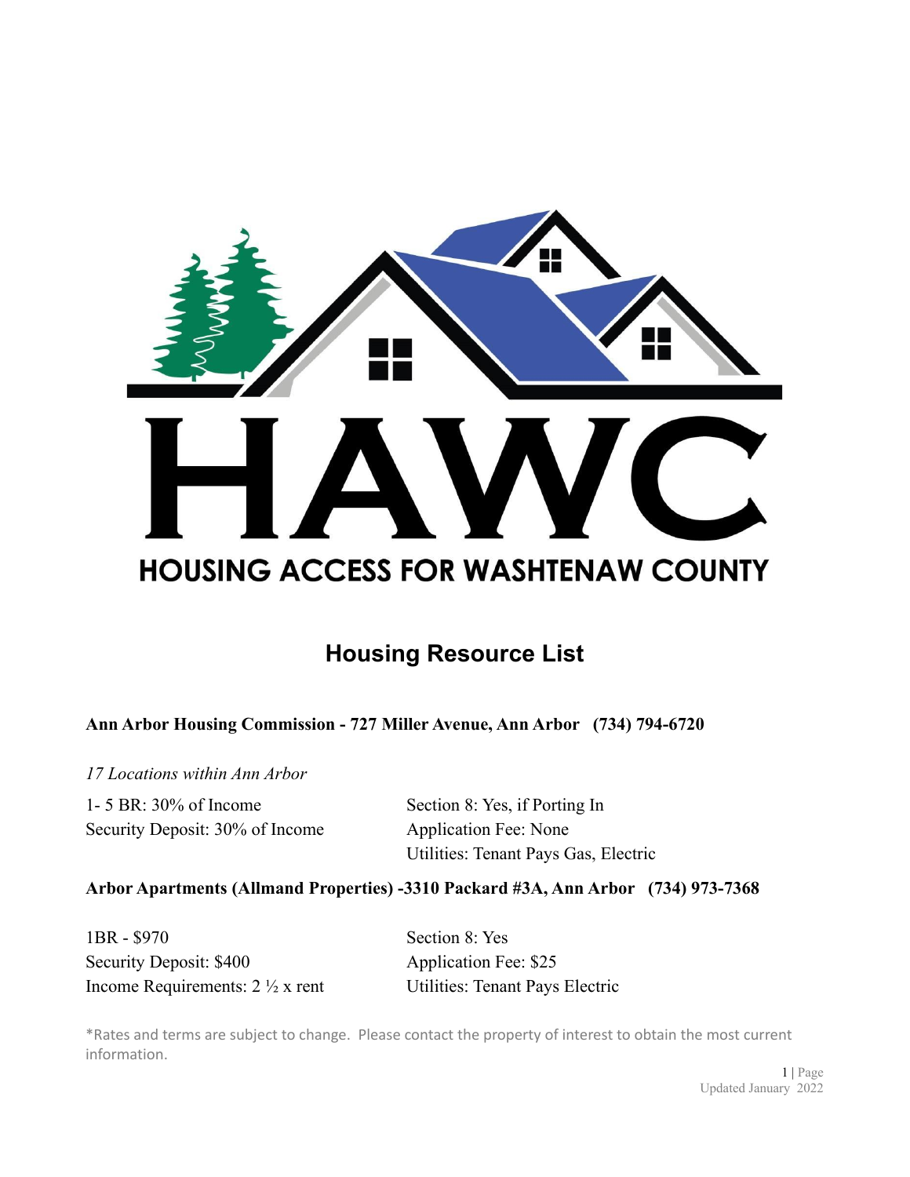# HAWC

## HOUSING ACCESS FOR WASHTENAW COUNTY

## Housing Resource List

**Ann Arbor Housing Commission - 727 Miller Avenue, Ann Arbor (734) 794-6720**

*17 Locations within Ann Arbor*

1- 5 BR: 30% of Income
Security Deposit: 30% of Income

Section 8: Yes, if Porting In
Application Fee: None
Utilities: Tenant Pays Gas, Electric

**Arbor Apartments (Allmand Properties) -3310 Packard #3A, Ann Arbor (734) 973-7368**

1BR - $970
Security Deposit: $400
Income Requirements: 2 ½ x rent

Section 8: Yes
Application Fee: $25
Utilities: Tenant Pays Electric

*Rates and terms are subject to change. Please contact the property of interest to obtain the most current information.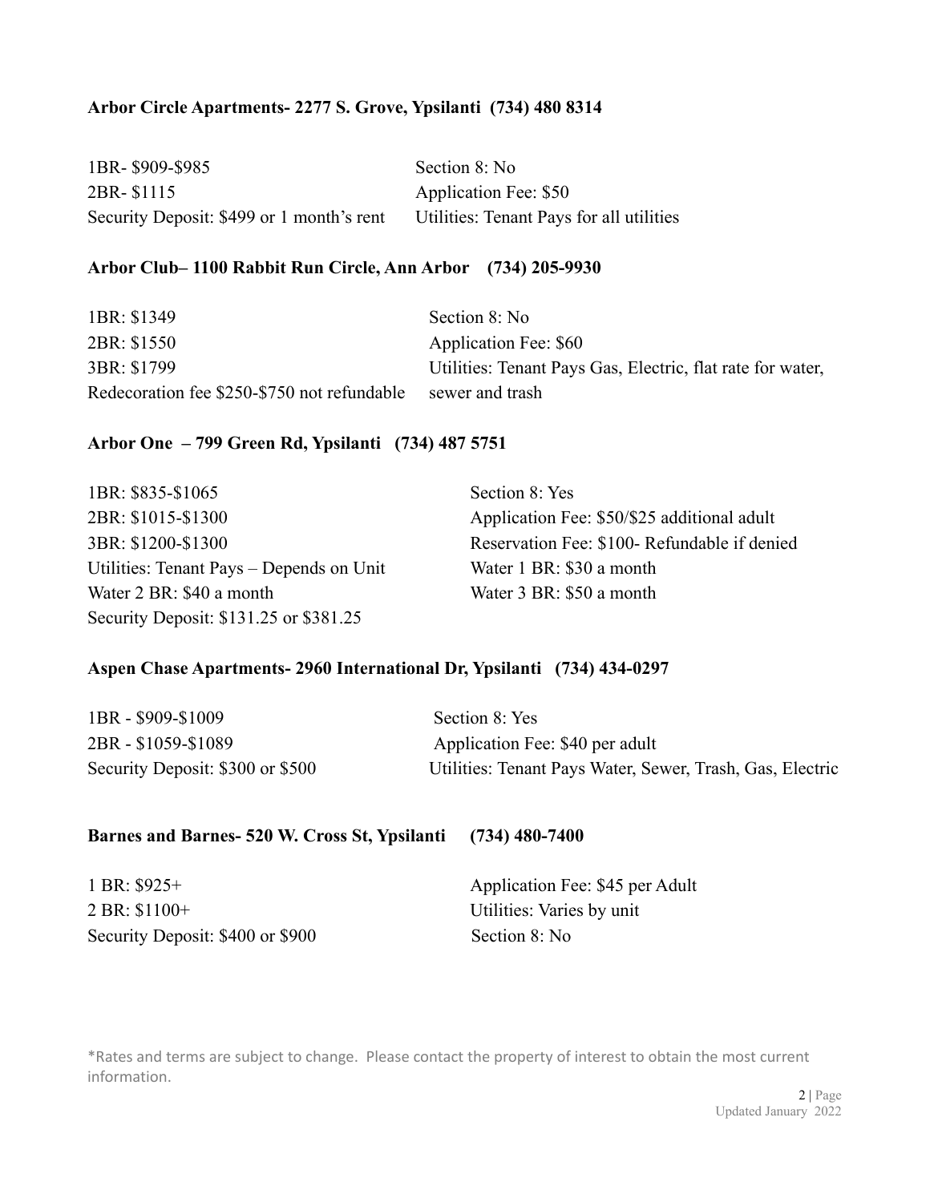**Arbor Circle Apartments- 2277 S. Grove, Ypsilanti (734) 480 8314**

1BR- $909-$985
2BR- $1115
Security Deposit: $499 or 1 month's rent

Section 8: No
Application Fee: $50
Utilities: Tenant Pays for all utilities

**Arbor Club– 1100 Rabbit Run Circle, Ann Arbor (734) 205-9930**

1BR: $1349
2BR: $1550
3BR: $1799
Redecoration fee $250-$750 not refundable

Section 8: No
Application Fee: $60
Utilities: Tenant Pays Gas, Electric, flat rate for water, sewer and trash

**Arbor One – 799 Green Rd, Ypsilanti (734) 487 5751**

1BR: $835-$1065
2BR: $1015-$1300
3BR: $1200-$1300
Utilities: Tenant Pays – Depends on Unit
Water 2 BR: $40 a month
Security Deposit: $131.25 or $381.25

Section 8: Yes
Application Fee: $50/$25 additional adult
Reservation Fee: $100- Refundable if denied
Water 1 BR: $30 a month
Water 3 BR: $50 a month

**Aspen Chase Apartments- 2960 International Dr, Ypsilanti (734) 434-0297**

1BR - $909-$1009
2BR - $1059-$1089
Security Deposit: $300 or $500

Section 8: Yes
Application Fee: $40 per adult
Utilities: Tenant Pays Water, Sewer, Trash, Gas, Electric

**Barnes and Barnes- 520 W. Cross St, Ypsilanti (734) 480-7400**

1 BR: $925+
2 BR: $1100+
Security Deposit: $400 or $900

Application Fee: $45 per Adult
Utilities: Varies by unit
Section 8: No

*Rates and terms are subject to change. Please contact the property of interest to obtain the most current information.

Updated January 2022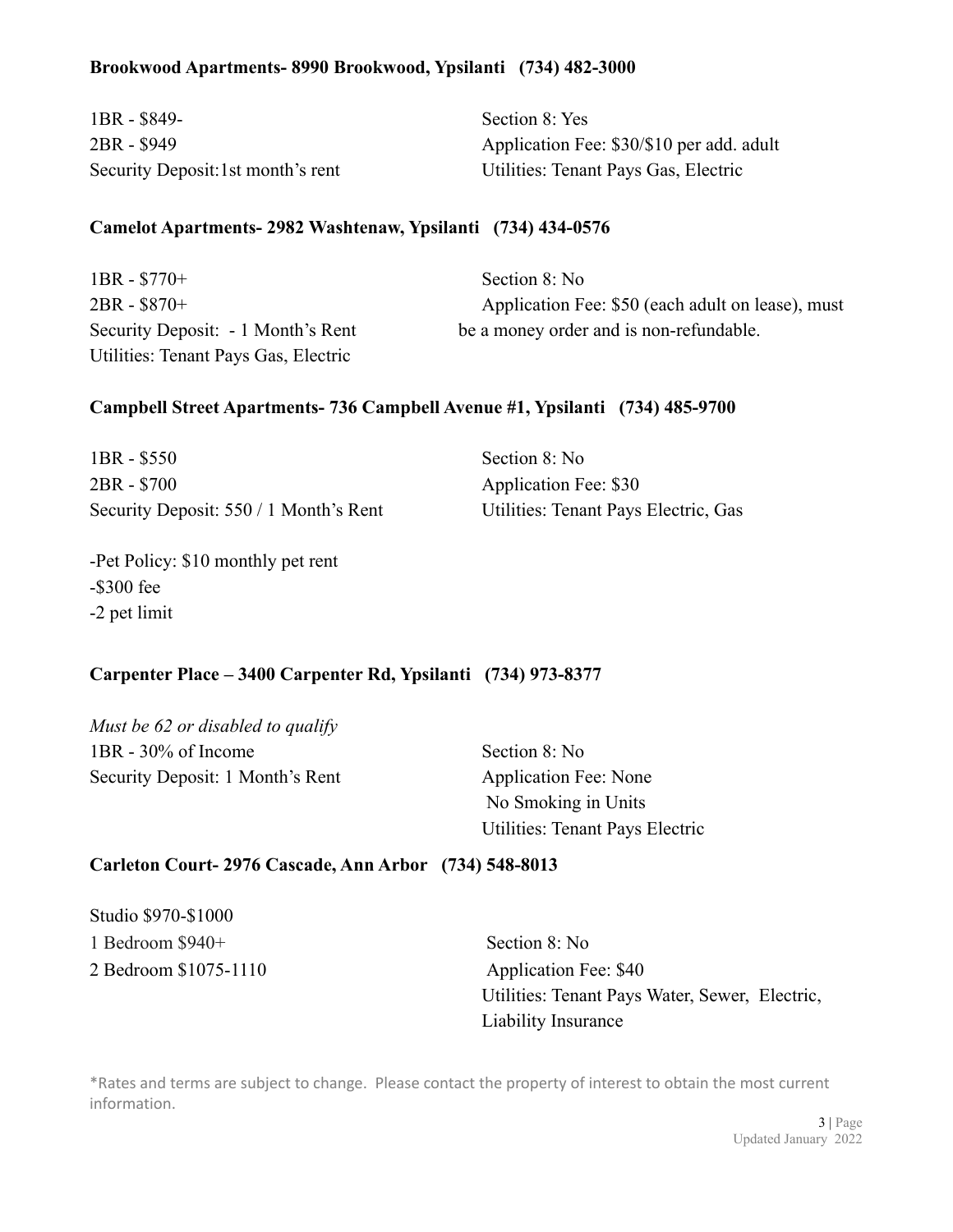**Brookwood Apartments- 8990 Brookwood, Ypsilanti (734) 482-3000**

1BR - $849-
2BR - $949
Security Deposit:1st month's rent

Section 8: Yes
Application Fee: $30/$10 per add. adult
Utilities: Tenant Pays Gas, Electric

**Camelot Apartments- 2982 Washtenaw, Ypsilanti (734) 434-0576**

1BR - $770+
2BR - $870+
Security Deposit: - 1 Month's Rent
Utilities: Tenant Pays Gas, Electric

Section 8: No
Application Fee: $50 (each adult on lease), must be a money order and is non-refundable.

**Campbell Street Apartments- 736 Campbell Avenue #1, Ypsilanti (734) 485-9700**

1BR - $550
2BR - $700
Security Deposit: 550 / 1 Month's Rent

Section 8: No
Application Fee: $30
Utilities: Tenant Pays Electric, Gas

-Pet Policy: $10 monthly pet rent
-$300 fee
-2 pet limit

**Carpenter Place – 3400 Carpenter Rd, Ypsilanti (734) 973-8377**

*Must be 62 or disabled to qualify*
1BR - 30% of Income
Security Deposit: 1 Month's Rent

Section 8: No
Application Fee: None
No Smoking in Units
Utilities: Tenant Pays Electric

**Carleton Court- 2976 Cascade, Ann Arbor (734) 548-8013**

Studio $970-$1000
1 Bedroom $940+
2 Bedroom $1075-1110

Section 8: No
Application Fee: $40
Utilities: Tenant Pays Water, Sewer, Electric, Liability Insurance

*Rates and terms are subject to change. Please contact the property of interest to obtain the most current information.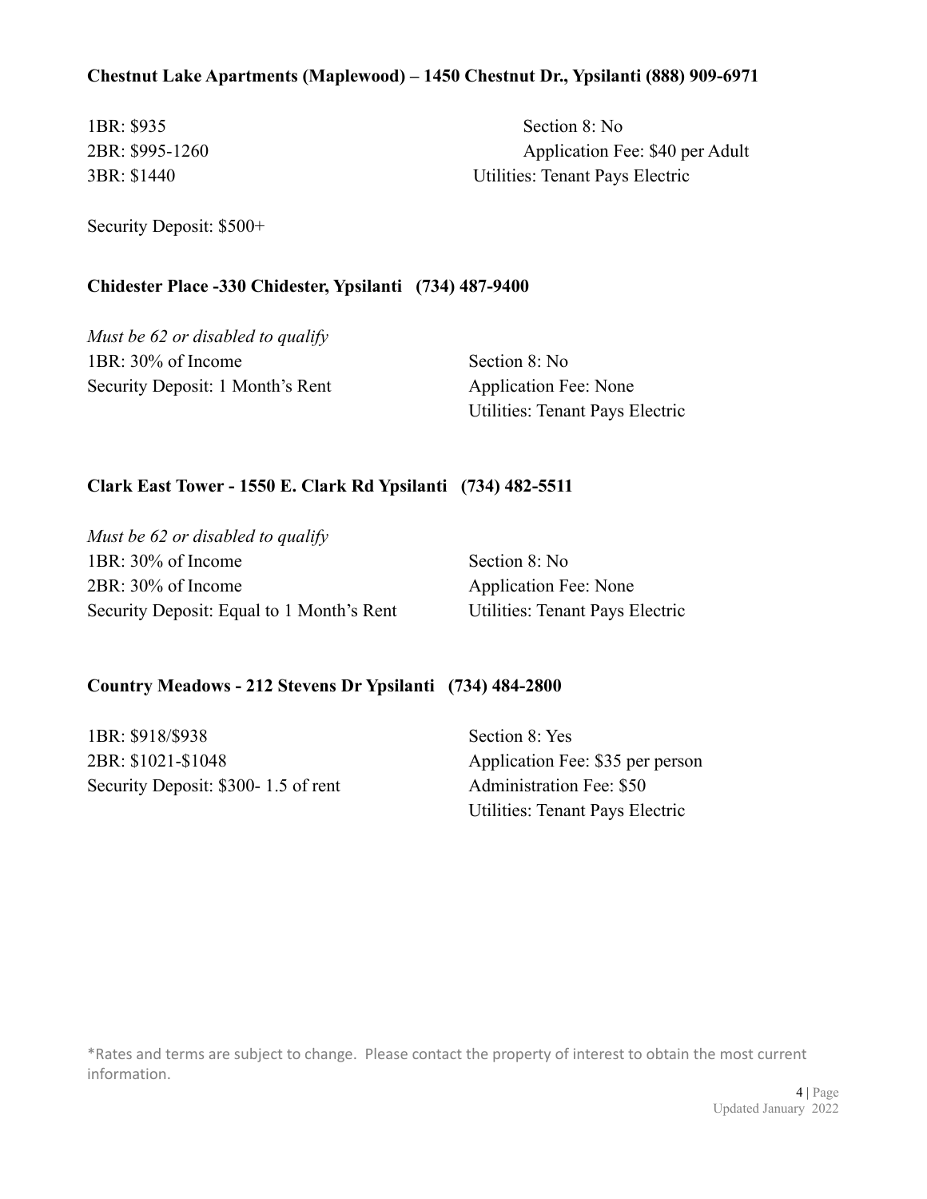**Chestnut Lake Apartments (Maplewood) – 1450 Chestnut Dr., Ypsilanti (888) 909-6971**

1BR: $935
2BR: $995-1260
3BR: $1440

Section 8: No
Application Fee: $40 per Adult
Utilities: Tenant Pays Electric

Security Deposit: $500+

**Chidester Place -330 Chidester, Ypsilanti (734) 487-9400**

*Must be 62 or disabled to qualify*
1BR: 30% of Income
Security Deposit: 1 Month's Rent

Section 8: No
Application Fee: None
Utilities: Tenant Pays Electric

**Clark East Tower - 1550 E. Clark Rd Ypsilanti (734) 482-5511**

*Must be 62 or disabled to qualify*
1BR: 30% of Income
2BR: 30% of Income
Security Deposit: Equal to 1 Month's Rent

Section 8: No
Application Fee: None
Utilities: Tenant Pays Electric

**Country Meadows - 212 Stevens Dr Ypsilanti (734) 484-2800**

1BR: $918/$938
2BR: $1021-$1048
Security Deposit: $300- 1.5 of rent

Section 8: Yes
Application Fee: $35 per person
Administration Fee: $50
Utilities: Tenant Pays Electric

*Rates and terms are subject to change. Please contact the property of interest to obtain the most current information.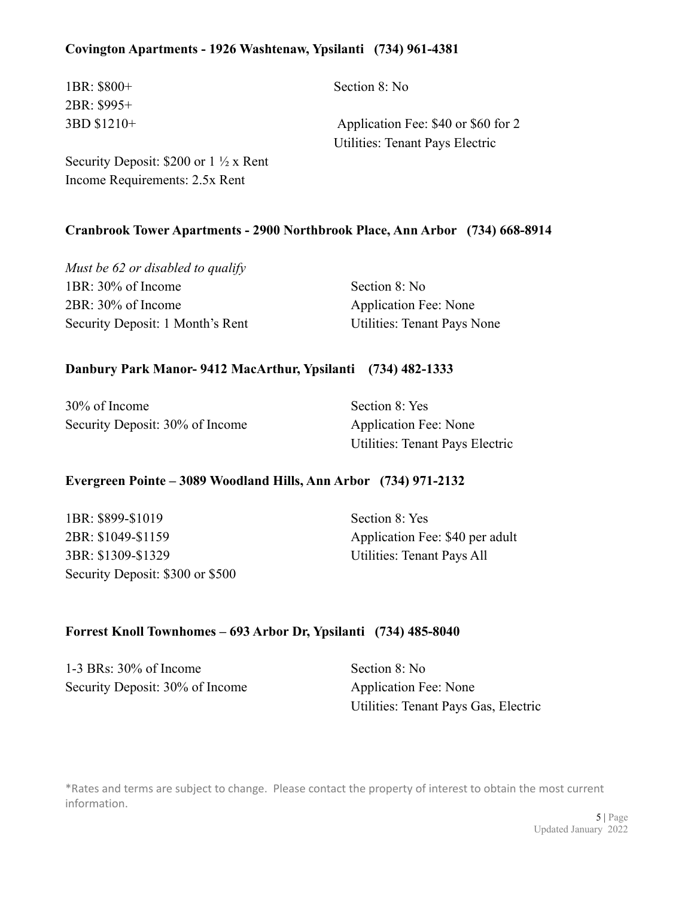**Covington Apartments - 1926 Washtenaw, Ypsilanti (734) 961-4381**

1BR: $800+
2BR: $995+
3BD $1210+
Security Deposit: $200 or 1 ½ x Rent
Income Requirements: 2.5x Rent

Section 8: No

Application Fee: $40 or $60 for 2
Utilities: Tenant Pays Electric

**Cranbrook Tower Apartments - 2900 Northbrook Place, Ann Arbor (734) 668-8914**

*Must be 62 or disabled to qualify*
1BR: 30% of Income
2BR: 30% of Income
Security Deposit: 1 Month's Rent

Section 8: No
Application Fee: None
Utilities: Tenant Pays None

**Danbury Park Manor- 9412 MacArthur, Ypsilanti (734) 482-1333**

30% of Income
Security Deposit: 30% of Income

Section 8: Yes
Application Fee: None
Utilities: Tenant Pays Electric

**Evergreen Pointe – 3089 Woodland Hills, Ann Arbor (734) 971-2132**

1BR: $899-$1019
2BR: $1049-$1159
3BR: $1309-$1329
Security Deposit: $300 or $500

Section 8: Yes
Application Fee: $40 per adult
Utilities: Tenant Pays All

**Forrest Knoll Townhomes – 693 Arbor Dr, Ypsilanti (734) 485-8040**

1-3 BRs: 30% of Income
Security Deposit: 30% of Income

Section 8: No
Application Fee: None
Utilities: Tenant Pays Gas, Electric

*Rates and terms are subject to change. Please contact the property of interest to obtain the most current information.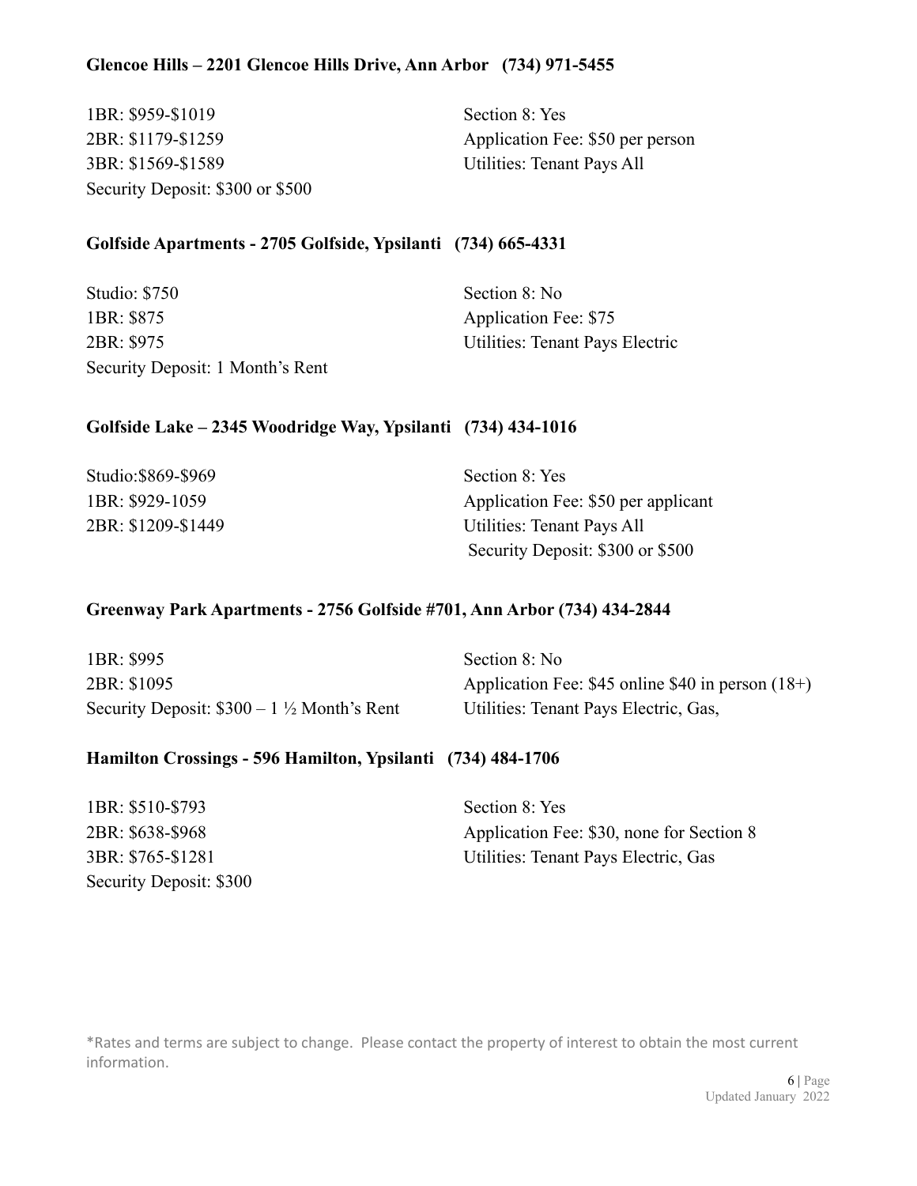**Glencoe Hills – 2201 Glencoe Hills Drive, Ann Arbor   (734) 971-5455**

1BR: $959-$1019
2BR: $1179-$1259
3BR: $1569-$1589
Security Deposit: $300 or $500

Section 8: Yes
Application Fee: $50 per person
Utilities: Tenant Pays All

**Golfside Apartments - 2705 Golfside, Ypsilanti   (734) 665-4331**

Studio: $750
1BR: $875
2BR: $975
Security Deposit: 1 Month's Rent

Section 8: No
Application Fee: $75
Utilities: Tenant Pays Electric

**Golfside Lake – 2345 Woodridge Way, Ypsilanti   (734) 434-1016**

Studio:$869-$969
1BR: $929-1059
2BR: $1209-$1449

Section 8: Yes
Application Fee: $50 per applicant
Utilities: Tenant Pays All
Security Deposit: $300 or $500

**Greenway Park Apartments - 2756 Golfside #701, Ann Arbor (734) 434-2844**

1BR: $995
2BR: $1095
Security Deposit: $300 – 1 ½ Month's Rent

Section 8: No
Application Fee: $45 online $40 in person (18+)
Utilities: Tenant Pays Electric, Gas,

**Hamilton Crossings - 596 Hamilton, Ypsilanti   (734) 484-1706**

1BR: $510-$793
2BR: $638-$968
3BR: $765-$1281
Security Deposit: $300

Section 8: Yes
Application Fee: $30, none for Section 8
Utilities: Tenant Pays Electric, Gas

*Rates and terms are subject to change. Please contact the property of interest to obtain the most current information.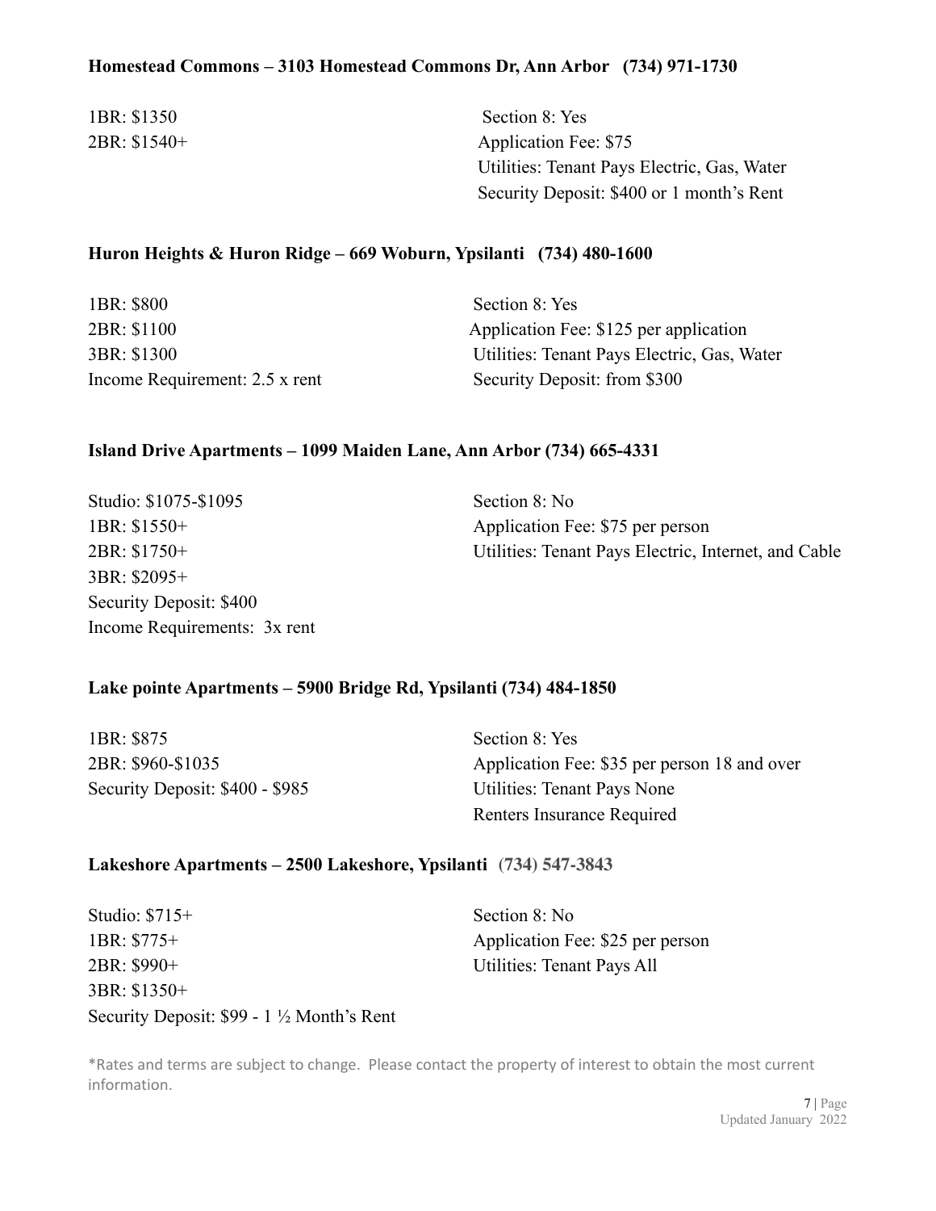**Homestead Commons – 3103 Homestead Commons Dr, Ann Arbor (734) 971-1730**

1BR: $1350
2BR: $1540+

Section 8: Yes
Application Fee: $75
Utilities: Tenant Pays Electric, Gas, Water
Security Deposit: $400 or 1 month's Rent

**Huron Heights & Huron Ridge – 669 Woburn, Ypsilanti (734) 480-1600**

1BR: $800
2BR: $1100
3BR: $1300
Income Requirement: 2.5 x rent

Section 8: Yes
Application Fee: $125 per application
Utilities: Tenant Pays Electric, Gas, Water
Security Deposit: from $300

**Island Drive Apartments – 1099 Maiden Lane, Ann Arbor (734) 665-4331**

Studio: $1075-$1095
1BR: $1550+
2BR: $1750+
3BR: $2095+
Security Deposit: $400
Income Requirements: 3x rent

Section 8: No
Application Fee: $75 per person
Utilities: Tenant Pays Electric, Internet, and Cable

**Lake pointe Apartments – 5900 Bridge Rd, Ypsilanti (734) 484-1850**

1BR: $875
2BR: $960-$1035
Security Deposit: $400 - $985

Section 8: Yes
Application Fee: $35 per person 18 and over
Utilities: Tenant Pays None
Renters Insurance Required

**Lakeshore Apartments – 2500 Lakeshore, Ypsilanti (734) 547-3843**

Studio: $715+
1BR: $775+
2BR: $990+
3BR: $1350+
Security Deposit: $99 - 1 ½ Month's Rent

Section 8: No
Application Fee: $25 per person
Utilities: Tenant Pays All

*Rates and terms are subject to change. Please contact the property of interest to obtain the most current information.

Updated January 2022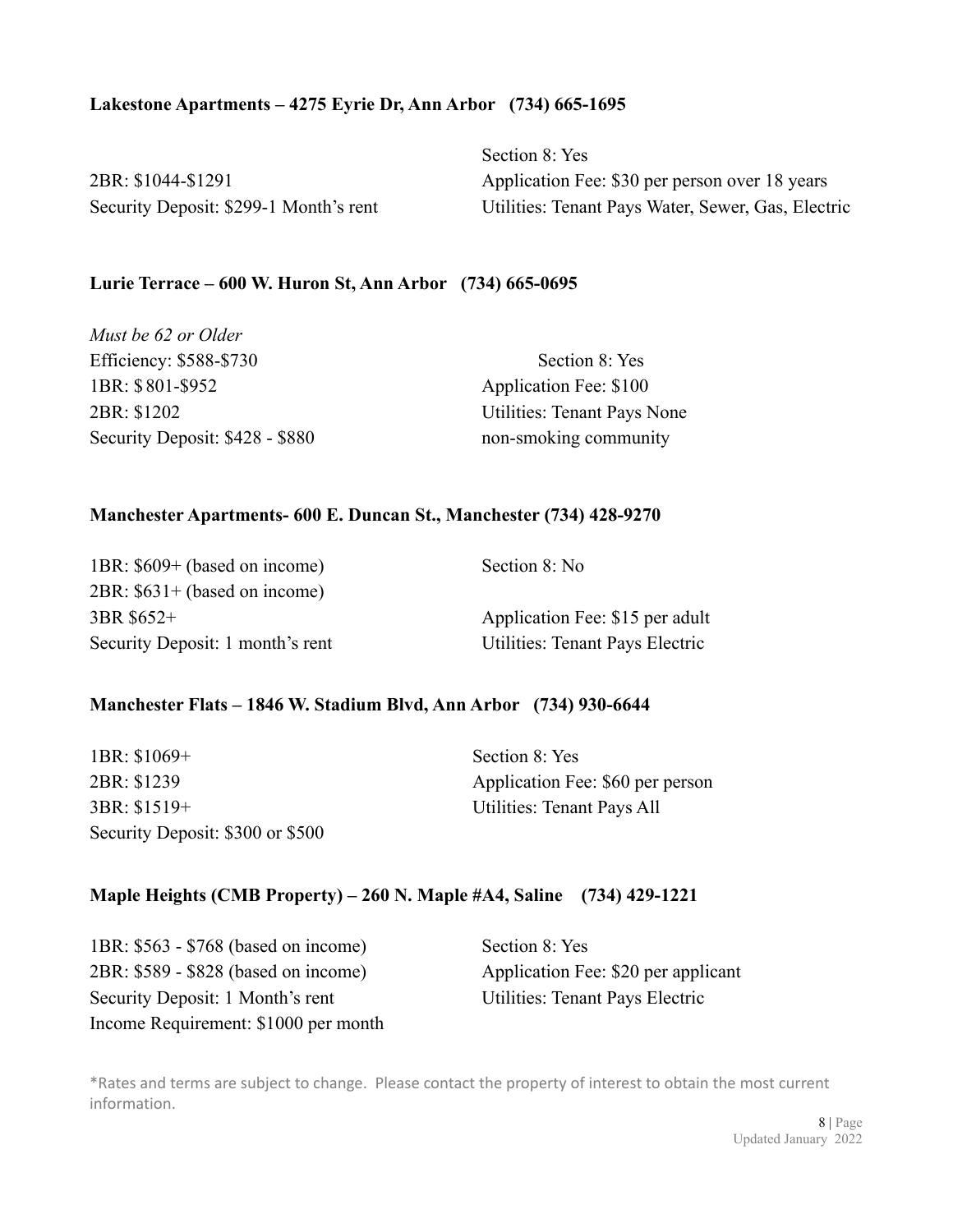**Lakestone Apartments – 4275 Eyrie Dr, Ann Arbor (734) 665-1695**

2BR: $1044-$1291
Security Deposit: $299-1 Month's rent

Section 8: Yes
Application Fee: $30 per person over 18 years
Utilities: Tenant Pays Water, Sewer, Gas, Electric

**Lurie Terrace – 600 W. Huron St, Ann Arbor (734) 665-0695**

*Must be 62 or Older*
Efficiency: $588-$730
1BR: $801-$952
2BR: $1202
Security Deposit: $428 - $880

Section 8: Yes
Application Fee: $100
Utilities: Tenant Pays None
non-smoking community

**Manchester Apartments- 600 E. Duncan St., Manchester (734) 428-9270**

1BR: $609+ (based on income)
2BR: $631+ (based on income)
3BR $652+
Security Deposit: 1 month's rent

Section 8: No
Application Fee: $15 per adult
Utilities: Tenant Pays Electric

**Manchester Flats – 1846 W. Stadium Blvd, Ann Arbor (734) 930-6644**

1BR: $1069+
2BR: $1239
3BR: $1519+
Security Deposit: $300 or $500

Section 8: Yes
Application Fee: $60 per person
Utilities: Tenant Pays All

**Maple Heights (CMB Property) – 260 N. Maple #A4, Saline (734) 429-1221**

1BR: $563 - $768 (based on income)
2BR: $589 - $828 (based on income)
Security Deposit: 1 Month's rent
Income Requirement: $1000 per month

Section 8: Yes
Application Fee: $20 per applicant
Utilities: Tenant Pays Electric

*Rates and terms are subject to change. Please contact the property of interest to obtain the most current information.

Updated January 2022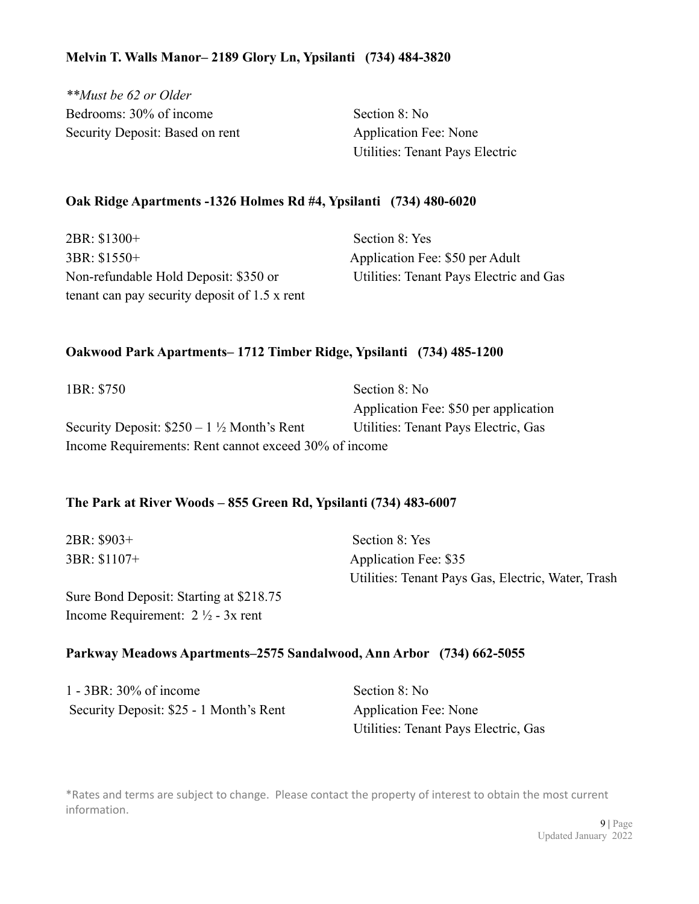**Melvin T. Walls Manor– 2189 Glory Ln, Ypsilanti (734) 484-3820**

*\*\*Must be 62 or Older*

Bedrooms: 30% of income

Security Deposit: Based on rent

Section 8: No

Application Fee: None

Utilities: Tenant Pays Electric

**Oak Ridge Apartments -1326 Holmes Rd #4, Ypsilanti (734) 480-6020**

2BR: $1300+

3BR: $1550+

Non-refundable Hold Deposit: $350 or tenant can pay security deposit of 1.5 x rent

Section 8: Yes

Application Fee: $50 per Adult

Utilities: Tenant Pays Electric and Gas

**Oakwood Park Apartments– 1712 Timber Ridge, Ypsilanti (734) 485-1200**

1BR: $750

Security Deposit: $250 – 1 ½ Month's Rent

Income Requirements: Rent cannot exceed 30% of income

Section 8: No

Application Fee: $50 per application

Utilities: Tenant Pays Electric, Gas

**The Park at River Woods – 855 Green Rd, Ypsilanti (734) 483-6007**

2BR: $903+

3BR: $1107+

Sure Bond Deposit: Starting at $218.75

Income Requirement: 2 ½ - 3x rent

Section 8: Yes

Application Fee: $35

Utilities: Tenant Pays Gas, Electric, Water, Trash

**Parkway Meadows Apartments–2575 Sandalwood, Ann Arbor (734) 662-5055**

1 - 3BR: 30% of income

Security Deposit: $25 - 1 Month's Rent

Section 8: No

Application Fee: None

Utilities: Tenant Pays Electric, Gas

*Rates and terms are subject to change. Please contact the property of interest to obtain the most current information.

Updated January 2022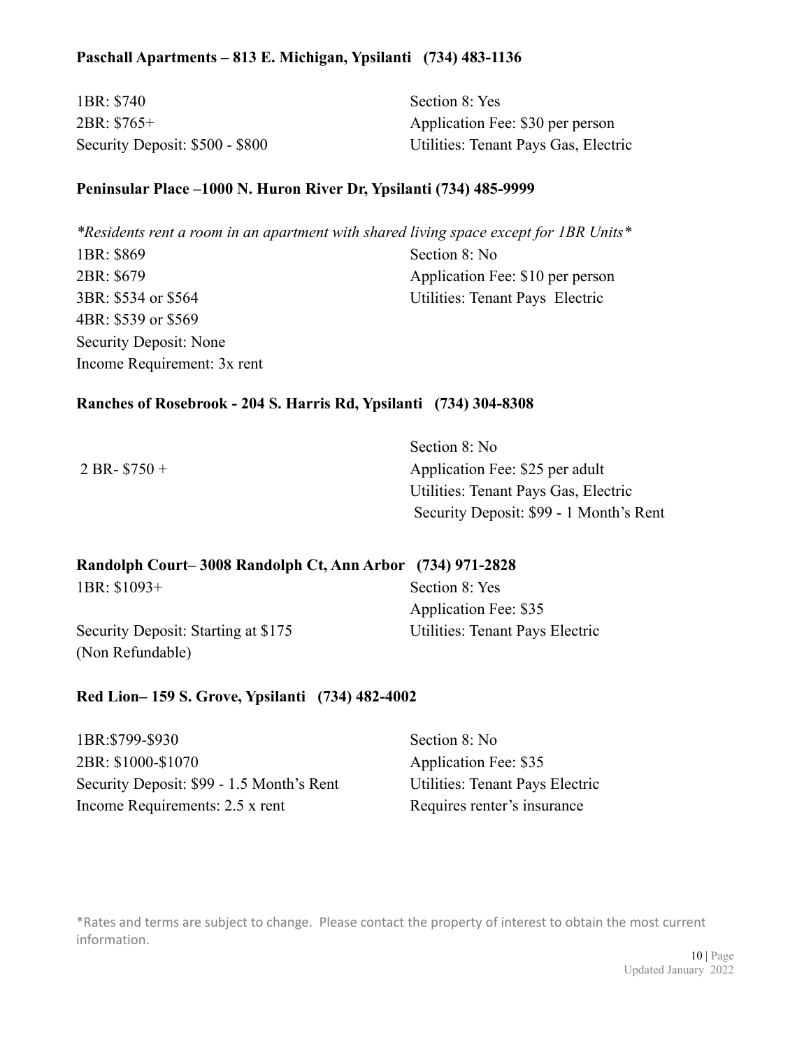**Paschall Apartments – 813 E. Michigan, Ypsilanti (734) 483-1136**

1BR: $740
2BR: $765+
Security Deposit: $500 - $800

Section 8: Yes
Application Fee: $30 per person
Utilities: Tenant Pays Gas, Electric

**Peninsular Place –1000 N. Huron River Dr, Ypsilanti (734) 485-9999**

*\*Residents rent a room in an apartment with shared living space except for 1BR Units\**

1BR: $869
2BR: $679
3BR: $534 or $564
4BR: $539 or $569
Security Deposit: None
Income Requirement: 3x rent

Section 8: No
Application Fee: $10 per person
Utilities: Tenant Pays Electric

**Ranches of Rosebrook - 204 S. Harris Rd, Ypsilanti (734) 304-8308**

2 BR- $750 +

Section 8: No
Application Fee: $25 per adult
Utilities: Tenant Pays Gas, Electric
Security Deposit: $99 - 1 Month's Rent

**Randolph Court– 3008 Randolph Ct, Ann Arbor (734) 971-2828**

1BR: $1093+
Security Deposit: Starting at $175 (Non Refundable)

Section 8: Yes
Application Fee: $35
Utilities: Tenant Pays Electric

**Red Lion– 159 S. Grove, Ypsilanti (734) 482-4002**

1BR:$799-$930
2BR: $1000-$1070
Security Deposit: $99 - 1.5 Month's Rent
Income Requirements: 2.5 x rent

Section 8: No
Application Fee: $35
Utilities: Tenant Pays Electric
Requires renter's insurance

\*Rates and terms are subject to change. Please contact the property of interest to obtain the most current information.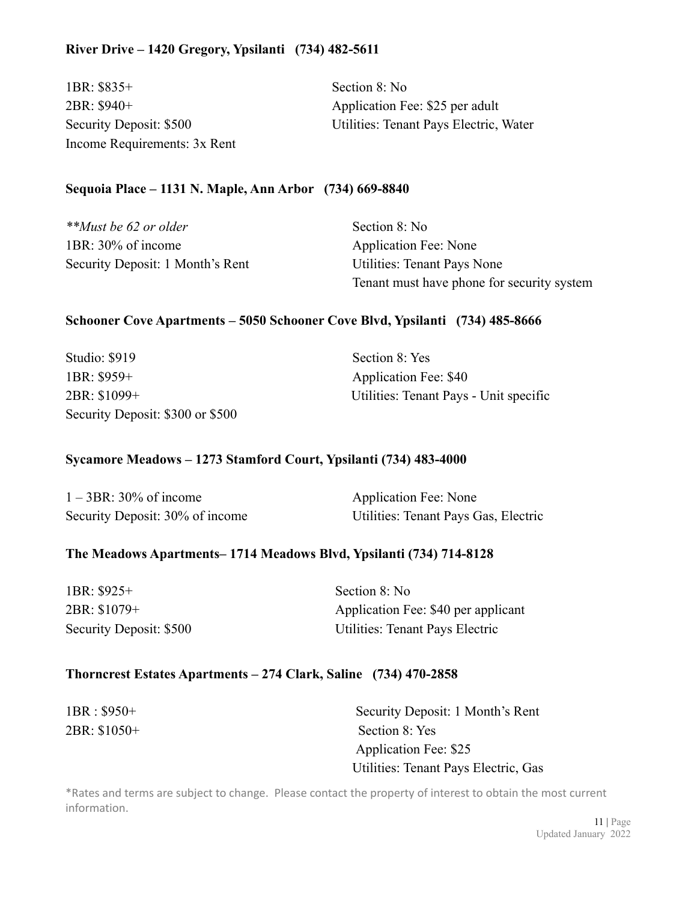**River Drive – 1420 Gregory, Ypsilanti (734) 482-5611**

1BR: $835+
2BR: $940+
Security Deposit: $500
Income Requirements: 3x Rent

Section 8: No
Application Fee: $25 per adult
Utilities: Tenant Pays Electric, Water

**Sequoia Place – 1131 N. Maple, Ann Arbor (734) 669-8840**

***Must be 62 or older*
1BR: 30% of income
Security Deposit: 1 Month's Rent

Section 8: No
Application Fee: None
Utilities: Tenant Pays None
Tenant must have phone for security system

**Schooner Cove Apartments – 5050 Schooner Cove Blvd, Ypsilanti (734) 485-8666**

Studio: $919
1BR: $959+
2BR: $1099+
Security Deposit: $300 or $500

Section 8: Yes
Application Fee: $40
Utilities: Tenant Pays - Unit specific

**Sycamore Meadows – 1273 Stamford Court, Ypsilanti (734) 483-4000**

1 – 3BR: 30% of income
Security Deposit: 30% of income

Application Fee: None
Utilities: Tenant Pays Gas, Electric

**The Meadows Apartments– 1714 Meadows Blvd, Ypsilanti (734) 714-8128**

1BR: $925+
2BR: $1079+
Security Deposit: $500

Section 8: No
Application Fee: $40 per applicant
Utilities: Tenant Pays Electric

**Thorncrest Estates Apartments – 274 Clark, Saline (734) 470-2858**

1BR : $950+
2BR: $1050+

Security Deposit: 1 Month's Rent
Section 8: Yes
Application Fee: $25
Utilities: Tenant Pays Electric, Gas

*Rates and terms are subject to change. Please contact the property of interest to obtain the most current information.

Updated January 2022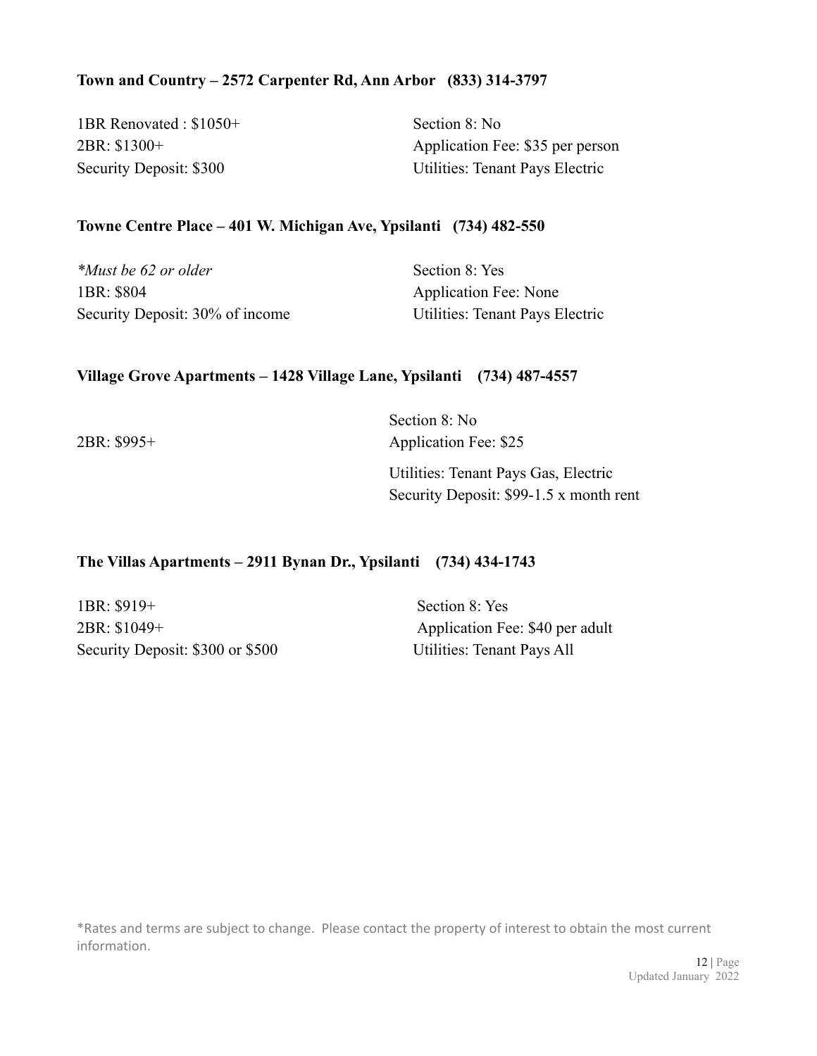**Town and Country – 2572 Carpenter Rd, Ann Arbor (833) 314-3797**

1BR Renovated : $1050+
2BR: $1300+
Security Deposit: $300

Section 8: No
Application Fee: $35 per person
Utilities: Tenant Pays Electric

**Towne Centre Place – 401 W. Michigan Ave, Ypsilanti (734) 482-550**

*\*Must be 62 or older*
1BR: $804
Security Deposit: 30% of income

Section 8: Yes
Application Fee: None
Utilities: Tenant Pays Electric

**Village Grove Apartments – 1428 Village Lane, Ypsilanti (734) 487-4557**

2BR: $995+

Section 8: No
Application Fee: $25
Utilities: Tenant Pays Gas, Electric
Security Deposit: $99-1.5 x month rent

**The Villas Apartments – 2911 Bynan Dr., Ypsilanti (734) 434-1743**

1BR: $919+
2BR: $1049+
Security Deposit: $300 or $500

Section 8: Yes
Application Fee: $40 per adult
Utilities: Tenant Pays All

*Rates and terms are subject to change. Please contact the property of interest to obtain the most current information.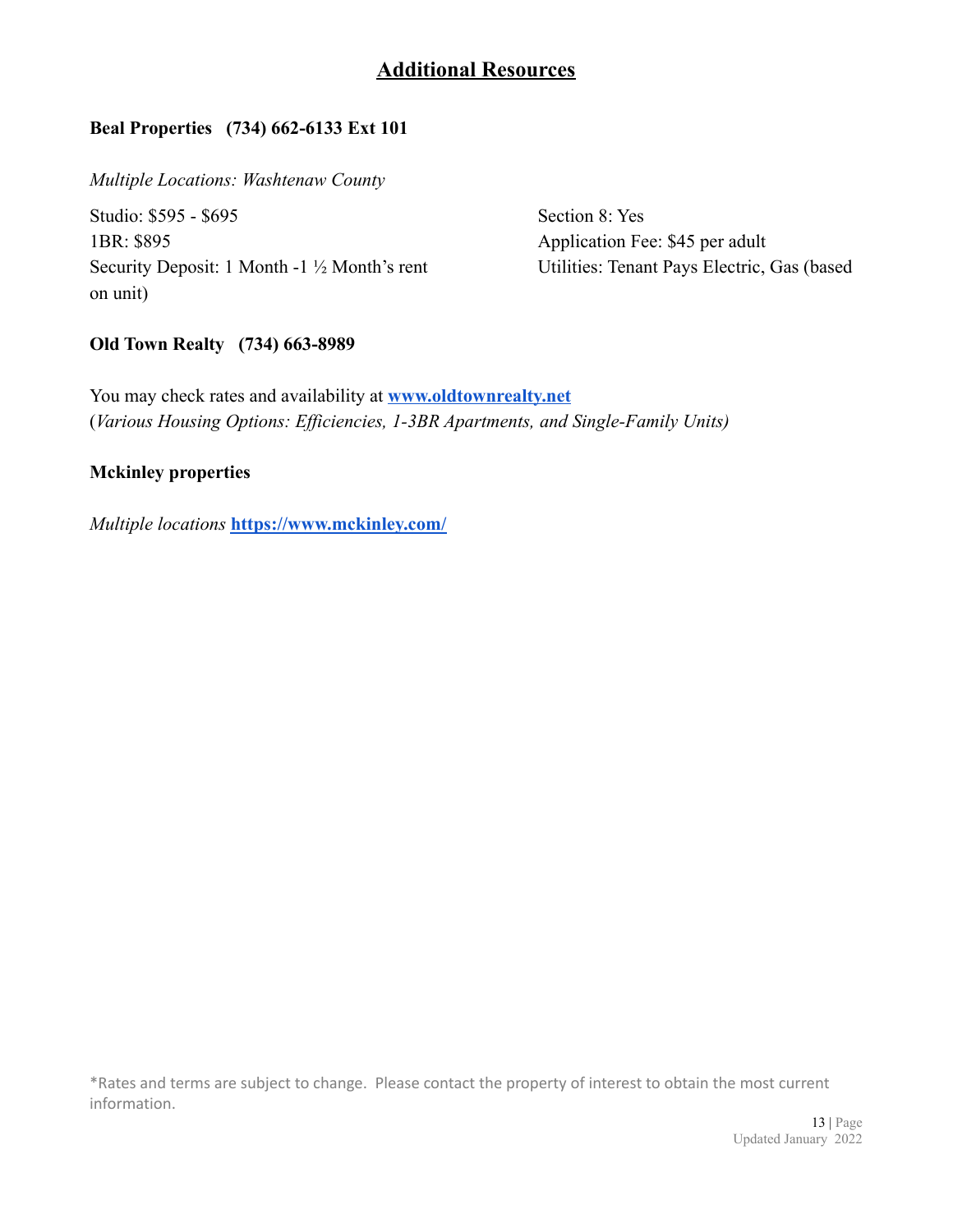## Additional Resources

**Beal Properties (734) 662-6133 Ext 101**

*Multiple Locations: Washtenaw County*

Studio: $595 - $695
1BR: $895
Security Deposit: 1 Month -1 ½ Month's rent (based on unit)

Section 8: Yes
Application Fee: $45 per adult
Utilities: Tenant Pays Electric, Gas

**Old Town Realty (734) 663-8989**

You may check rates and availability at **[www.oldtownrealty.net](http://www.oldtownrealty.net)**
(*Various Housing Options: Efficiencies, 1-3BR Apartments, and Single-Family Units)*

**Mckinley properties**

*Multiple locations* **[https://www.mckinley.com/](https://www.mckinley.com/)**

*Rates and terms are subject to change. Please contact the property of interest to obtain the most current information.

Updated January 2022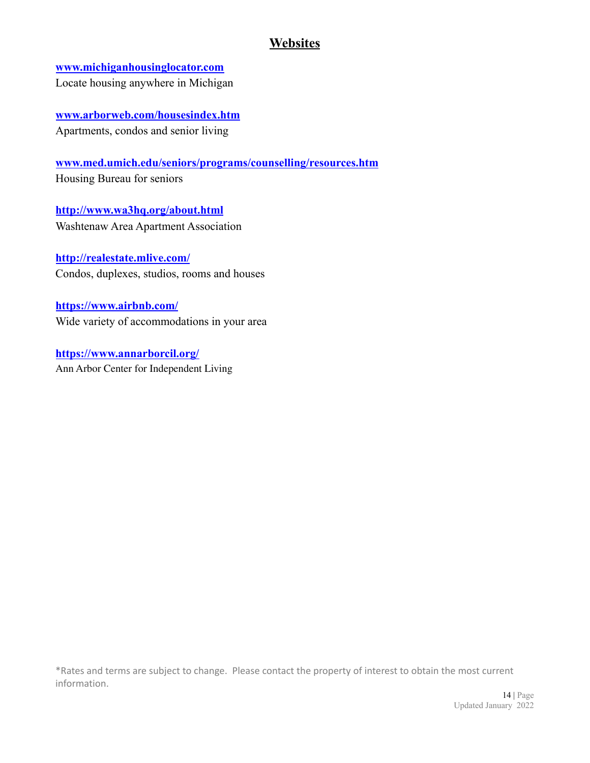# Websites

**www.michiganhousinglocator.com**
Locate housing anywhere in Michigan

**www.arborweb.com/housesindex.htm**
Apartments, condos and senior living

**www.med.umich.edu/seniors/programs/counselling/resources.htm**
Housing Bureau for seniors

**http://www.wa3hq.org/about.html**
Washtenaw Area Apartment Association

**http://realestate.mlive.com/**
Condos, duplexes, studios, rooms and houses

**https://www.airbnb.com/**
Wide variety of accommodations in your area

**https://www.annarborcil.org/**
Ann Arbor Center for Independent Living

*Rates and terms are subject to change. Please contact the property of interest to obtain the most current information.

Updated January 2022